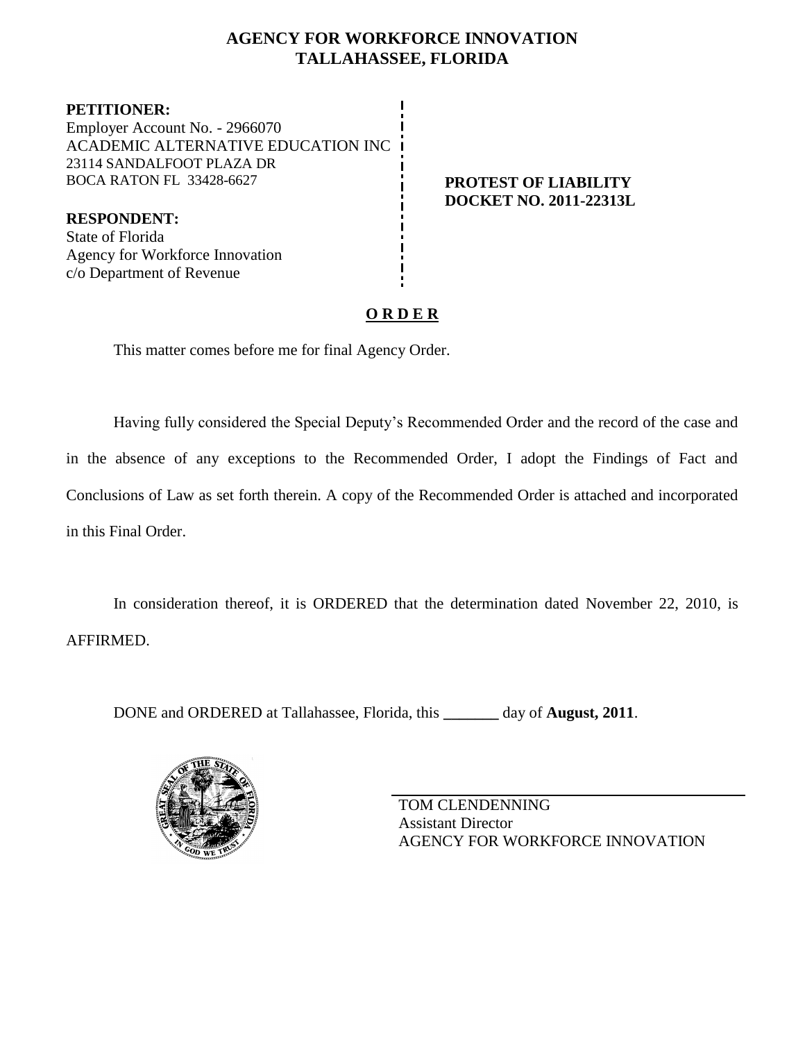# AGENCY FOR WORKFORCE INNOVATION
# TALLAHASSEE, FLORIDA

**PETITIONER:**
Employer Account No. - 2966070
ACADEMIC ALTERNATIVE EDUCATION INC
23114 SANDALFOOT PLAZA DR
BOCA RATON FL 33428-6627

**PROTEST OF LIABILITY**
**DOCKET NO. 2011-22313L**

**RESPONDENT:**
State of Florida
Agency for Workforce Innovation
c/o Department of Revenue

**O R D E R**

This matter comes before me for final Agency Order.

Having fully considered the Special Deputy's Recommended Order and the record of the case and in the absence of any exceptions to the Recommended Order, I adopt the Findings of Fact and Conclusions of Law as set forth therein. A copy of the Recommended Order is attached and incorporated in this Final Order.

In consideration thereof, it is ORDERED that the determination dated November 22, 2010, is AFFIRMED.

DONE and ORDERED at Tallahassee, Florida, this _______ day of **August, 2011**.

TOM CLENDENNING
Assistant Director
AGENCY FOR WORKFORCE INNOVATION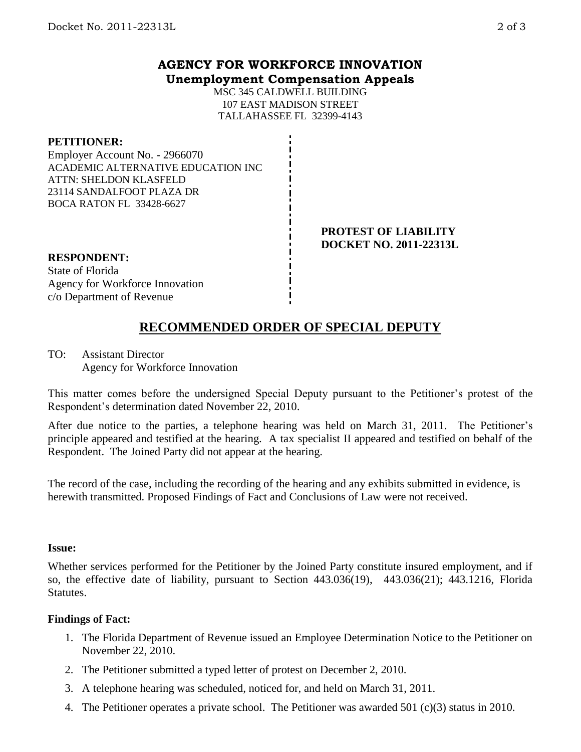**AGENCY FOR WORKFORCE INNOVATION**
**Unemployment Compensation Appeals**

MSC 345 CALDWELL BUILDING
107 EAST MADISON STREET
TALLAHASSEE FL 32399-4143

**PETITIONER:**
Employer Account No. - 2966070
ACADEMIC ALTERNATIVE EDUCATION INC
ATTN: SHELDON KLASFELD
23114 SANDALFOOT PLAZA DR
BOCA RATON FL 33428-6627

**PROTEST OF LIABILITY**
**DOCKET NO. 2011-22313L**

**RESPONDENT:**
State of Florida
Agency for Workforce Innovation
c/o Department of Revenue

## RECOMMENDED ORDER OF SPECIAL DEPUTY

TO: Assistant Director
Agency for Workforce Innovation

This matter comes before the undersigned Special Deputy pursuant to the Petitioner's protest of the Respondent's determination dated November 22, 2010.

After due notice to the parties, a telephone hearing was held on March 31, 2011. The Petitioner's principle appeared and testified at the hearing. A tax specialist II appeared and testified on behalf of the Respondent. The Joined Party did not appear at the hearing.

The record of the case, including the recording of the hearing and any exhibits submitted in evidence, is herewith transmitted. Proposed Findings of Fact and Conclusions of Law were not received.

**Issue:**

Whether services performed for the Petitioner by the Joined Party constitute insured employment, and if so, the effective date of liability, pursuant to Section 443.036(19), 443.036(21); 443.1216, Florida Statutes.

**Findings of Fact:**

1. The Florida Department of Revenue issued an Employee Determination Notice to the Petitioner on November 22, 2010.
2. The Petitioner submitted a typed letter of protest on December 2, 2010.
3. A telephone hearing was scheduled, noticed for, and held on March 31, 2011.
4. The Petitioner operates a private school. The Petitioner was awarded 501 (c)(3) status in 2010.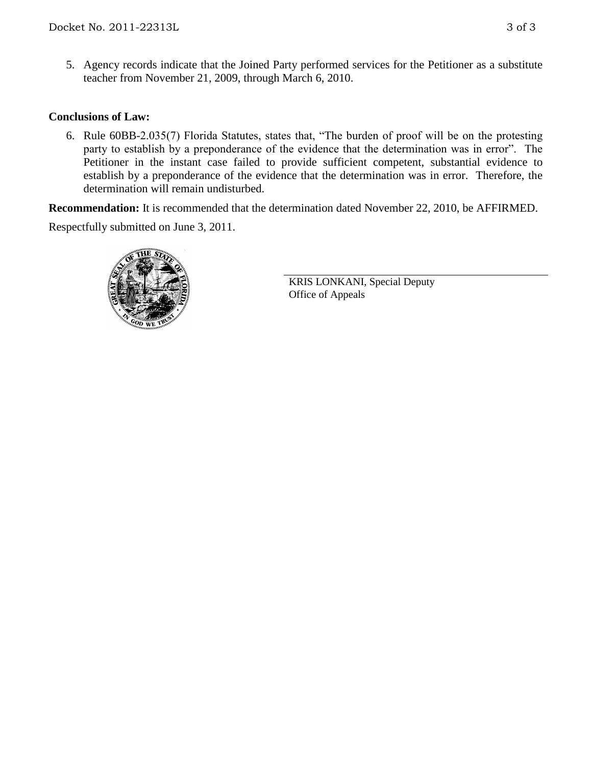5. Agency records indicate that the Joined Party performed services for the Petitioner as a substitute teacher from November 21, 2009, through March 6, 2010.

**Conclusions of Law:**

6. Rule 60BB-2.035(7) Florida Statutes, states that, "The burden of proof will be on the protesting party to establish by a preponderance of the evidence that the determination was in error". The Petitioner in the instant case failed to provide sufficient competent, substantial evidence to establish by a preponderance of the evidence that the determination was in error. Therefore, the determination will remain undisturbed.

**Recommendation:** It is recommended that the determination dated November 22, 2010, be AFFIRMED.

Respectfully submitted on June 3, 2011.

KRIS LONKANI, Special Deputy
Office of Appeals